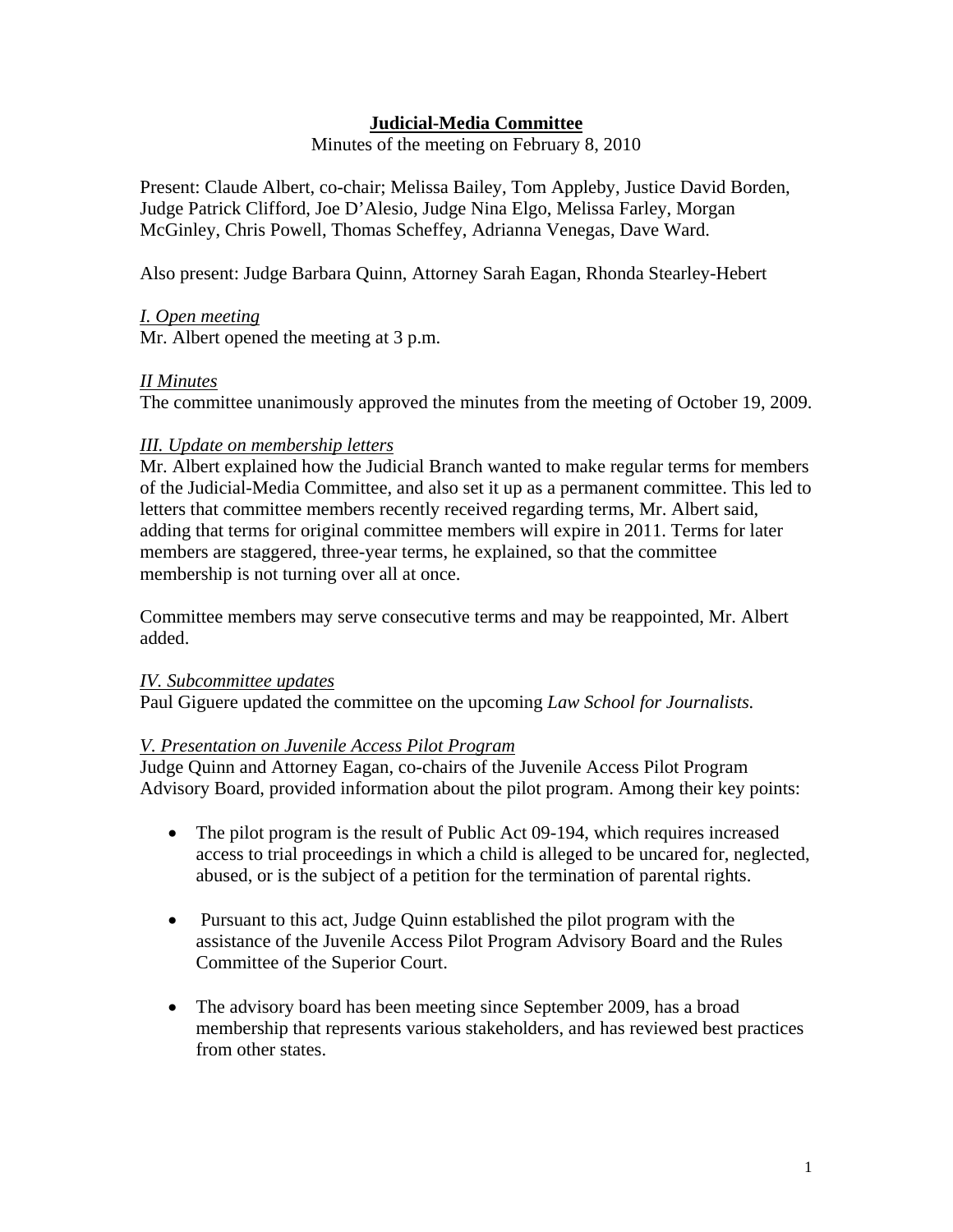# **Judicial-Media Committee**

Minutes of the meeting on February 8, 2010

Present: Claude Albert, co-chair; Melissa Bailey, Tom Appleby, Justice David Borden, Judge Patrick Clifford, Joe D'Alesio, Judge Nina Elgo, Melissa Farley, Morgan McGinley, Chris Powell, Thomas Scheffey, Adrianna Venegas, Dave Ward.

Also present: Judge Barbara Quinn, Attorney Sarah Eagan, Rhonda Stearley-Hebert

*I. Open meeting*

Mr. Albert opened the meeting at 3 p.m.

*II Minutes*

The committee unanimously approved the minutes from the meeting of October 19, 2009.

*III. Update on membership letters*

Mr. Albert explained how the Judicial Branch wanted to make regular terms for members of the Judicial-Media Committee, and also set it up as a permanent committee. This led to letters that committee members recently received regarding terms, Mr. Albert said, adding that terms for original committee members will expire in 2011. Terms for later members are staggered, three-year terms, he explained, so that the committee membership is not turning over all at once.

Committee members may serve consecutive terms and may be reappointed, Mr. Albert added.

*IV. Subcommittee updates*

Paul Giguere updated the committee on the upcoming *Law School for Journalists.*

*V. Presentation on Juvenile Access Pilot Program*

Judge Quinn and Attorney Eagan, co-chairs of the Juvenile Access Pilot Program Advisory Board, provided information about the pilot program. Among their key points:

- The pilot program is the result of Public Act 09-194, which requires increased access to trial proceedings in which a child is alleged to be uncared for, neglected, abused, or is the subject of a petition for the termination of parental rights.
- Pursuant to this act, Judge Quinn established the pilot program with the assistance of the Juvenile Access Pilot Program Advisory Board and the Rules Committee of the Superior Court.
- The advisory board has been meeting since September 2009, has a broad membership that represents various stakeholders, and has reviewed best practices from other states.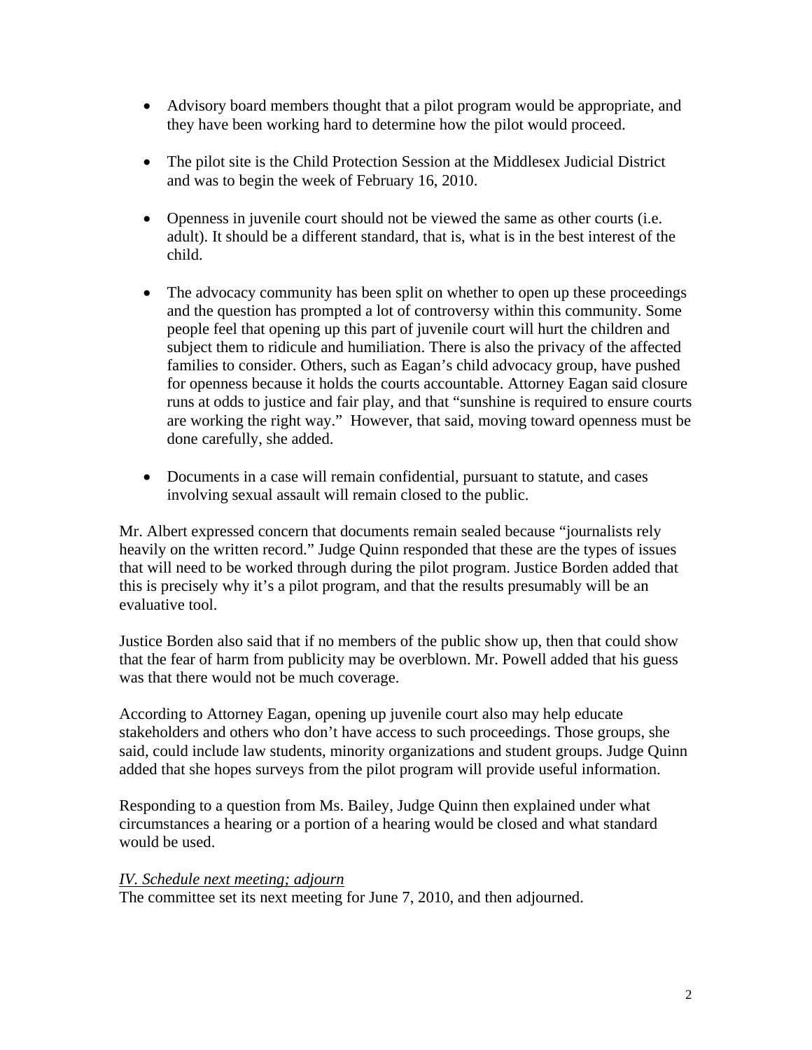- Advisory board members thought that a pilot program would be appropriate, and they have been working hard to determine how the pilot would proceed.

- The pilot site is the Child Protection Session at the Middlesex Judicial District and was to begin the week of February 16, 2010.

- Openness in juvenile court should not be viewed the same as other courts (i.e. adult). It should be a different standard, that is, what is in the best interest of the child.

- The advocacy community has been split on whether to open up these proceedings and the question has prompted a lot of controversy within this community. Some people feel that opening up this part of juvenile court will hurt the children and subject them to ridicule and humiliation. There is also the privacy of the affected families to consider. Others, such as Eagan's child advocacy group, have pushed for openness because it holds the courts accountable. Attorney Eagan said closure runs at odds to justice and fair play, and that "sunshine is required to ensure courts are working the right way." However, that said, moving toward openness must be done carefully, she added.

- Documents in a case will remain confidential, pursuant to statute, and cases involving sexual assault will remain closed to the public.

Mr. Albert expressed concern that documents remain sealed because "journalists rely heavily on the written record." Judge Quinn responded that these are the types of issues that will need to be worked through during the pilot program. Justice Borden added that this is precisely why it's a pilot program, and that the results presumably will be an evaluative tool.

Justice Borden also said that if no members of the public show up, then that could show that the fear of harm from publicity may be overblown. Mr. Powell added that his guess was that there would not be much coverage.

According to Attorney Eagan, opening up juvenile court also may help educate stakeholders and others who don't have access to such proceedings. Those groups, she said, could include law students, minority organizations and student groups. Judge Quinn added that she hopes surveys from the pilot program will provide useful information.

Responding to a question from Ms. Bailey, Judge Quinn then explained under what circumstances a hearing or a portion of a hearing would be closed and what standard would be used.

*IV. Schedule next meeting; adjourn*

The committee set its next meeting for June 7, 2010, and then adjourned.